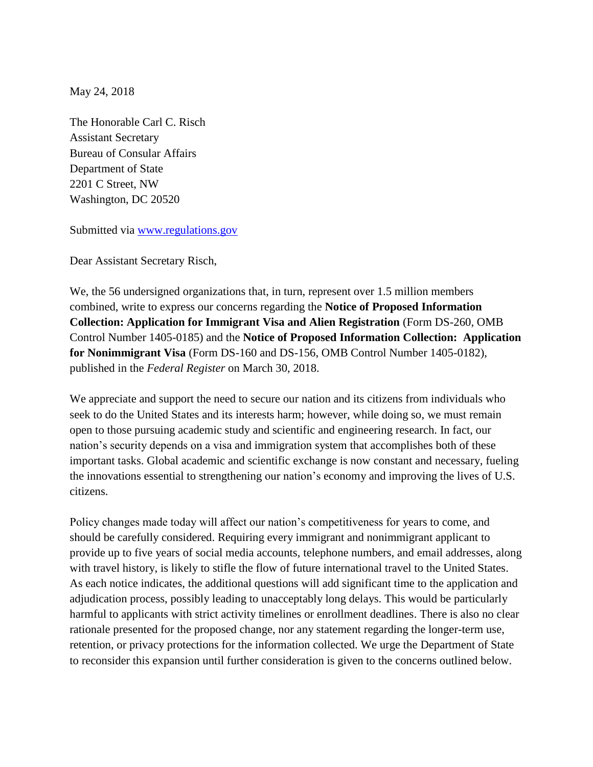May 24, 2018

The Honorable Carl C. Risch
Assistant Secretary
Bureau of Consular Affairs
Department of State
2201 C Street, NW
Washington, DC 20520

Submitted via [www.regulations.gov](http://www.regulations.gov)

Dear Assistant Secretary Risch,

We, the 56 undersigned organizations that, in turn, represent over 1.5 million members combined, write to express our concerns regarding the **Notice of Proposed Information Collection: Application for Immigrant Visa and Alien Registration** (Form DS-260, OMB Control Number 1405-0185) and the **Notice of Proposed Information Collection: Application for Nonimmigrant Visa** (Form DS-160 and DS-156, OMB Control Number 1405-0182), published in the *Federal Register* on March 30, 2018.

We appreciate and support the need to secure our nation and its citizens from individuals who seek to do the United States and its interests harm; however, while doing so, we must remain open to those pursuing academic study and scientific and engineering research. In fact, our nation's security depends on a visa and immigration system that accomplishes both of these important tasks. Global academic and scientific exchange is now constant and necessary, fueling the innovations essential to strengthening our nation's economy and improving the lives of U.S. citizens.

Policy changes made today will affect our nation's competitiveness for years to come, and should be carefully considered. Requiring every immigrant and nonimmigrant applicant to provide up to five years of social media accounts, telephone numbers, and email addresses, along with travel history, is likely to stifle the flow of future international travel to the United States. As each notice indicates, the additional questions will add significant time to the application and adjudication process, possibly leading to unacceptably long delays. This would be particularly harmful to applicants with strict activity timelines or enrollment deadlines. There is also no clear rationale presented for the proposed change, nor any statement regarding the longer-term use, retention, or privacy protections for the information collected. We urge the Department of State to reconsider this expansion until further consideration is given to the concerns outlined below.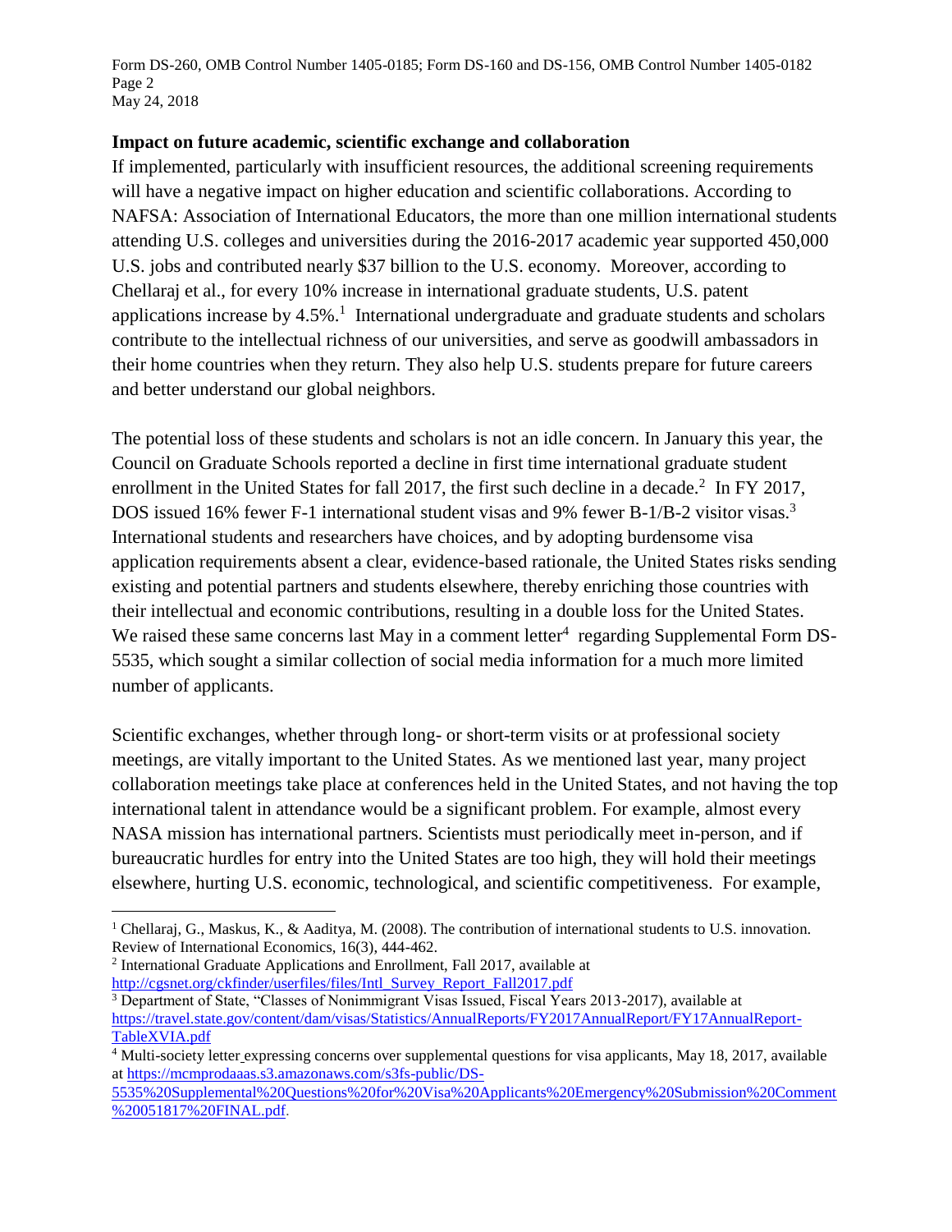## Impact on future academic, scientific exchange and collaboration

If implemented, particularly with insufficient resources, the additional screening requirements will have a negative impact on higher education and scientific collaborations. According to NAFSA: Association of International Educators, the more than one million international students attending U.S. colleges and universities during the 2016-2017 academic year supported 450,000 U.S. jobs and contributed nearly $37 billion to the U.S. economy. Moreover, according to Chellaraj et al., for every 10% increase in international graduate students, U.S. patent applications increase by 4.5%.[1] International undergraduate and graduate students and scholars contribute to the intellectual richness of our universities, and serve as goodwill ambassadors in their home countries when they return. They also help U.S. students prepare for future careers and better understand our global neighbors.

The potential loss of these students and scholars is not an idle concern. In January this year, the Council on Graduate Schools reported a decline in first time international graduate student enrollment in the United States for fall 2017, the first such decline in a decade.[2] In FY 2017, DOS issued 16% fewer F-1 international student visas and 9% fewer B-1/B-2 visitor visas.[3] International students and researchers have choices, and by adopting burdensome visa application requirements absent a clear, evidence-based rationale, the United States risks sending existing and potential partners and students elsewhere, thereby enriching those countries with their intellectual and economic contributions, resulting in a double loss for the United States. We raised these same concerns last May in a comment letter[4] regarding Supplemental Form DS-5535, which sought a similar collection of social media information for a much more limited number of applicants.

Scientific exchanges, whether through long- or short-term visits or at professional society meetings, are vitally important to the United States. As we mentioned last year, many project collaboration meetings take place at conferences held in the United States, and not having the top international talent in attendance would be a significant problem. For example, almost every NASA mission has international partners. Scientists must periodically meet in-person, and if bureaucratic hurdles for entry into the United States are too high, they will hold their meetings elsewhere, hurting U.S. economic, technological, and scientific competitiveness. For example,

---

[1] Chellaraj, G., Maskus, K., & Aaditya, M. (2008). The contribution of international students to U.S. innovation. Review of International Economics, 16(3), 444-462.

[2] International Graduate Applications and Enrollment, Fall 2017, available at http://cgsnet.org/ckfinder/userfiles/files/Intl_Survey_Report_Fall2017.pdf

[3] Department of State, "Classes of Nonimmigrant Visas Issued, Fiscal Years 2013-2017), available at https://travel.state.gov/content/dam/visas/Statistics/AnnualReports/FY2017AnnualReport/FY17AnnualReport-TableXVIA.pdf

[4] Multi-society letter expressing concerns over supplemental questions for visa applicants, May 18, 2017, available at https://mcmprodaaas.s3.amazonaws.com/s3fs-public/DS-5535%20Supplemental%20Questions%20for%20Visa%20Applicants%20Emergency%20Submission%20Comment%20051817%20FINAL.pdf.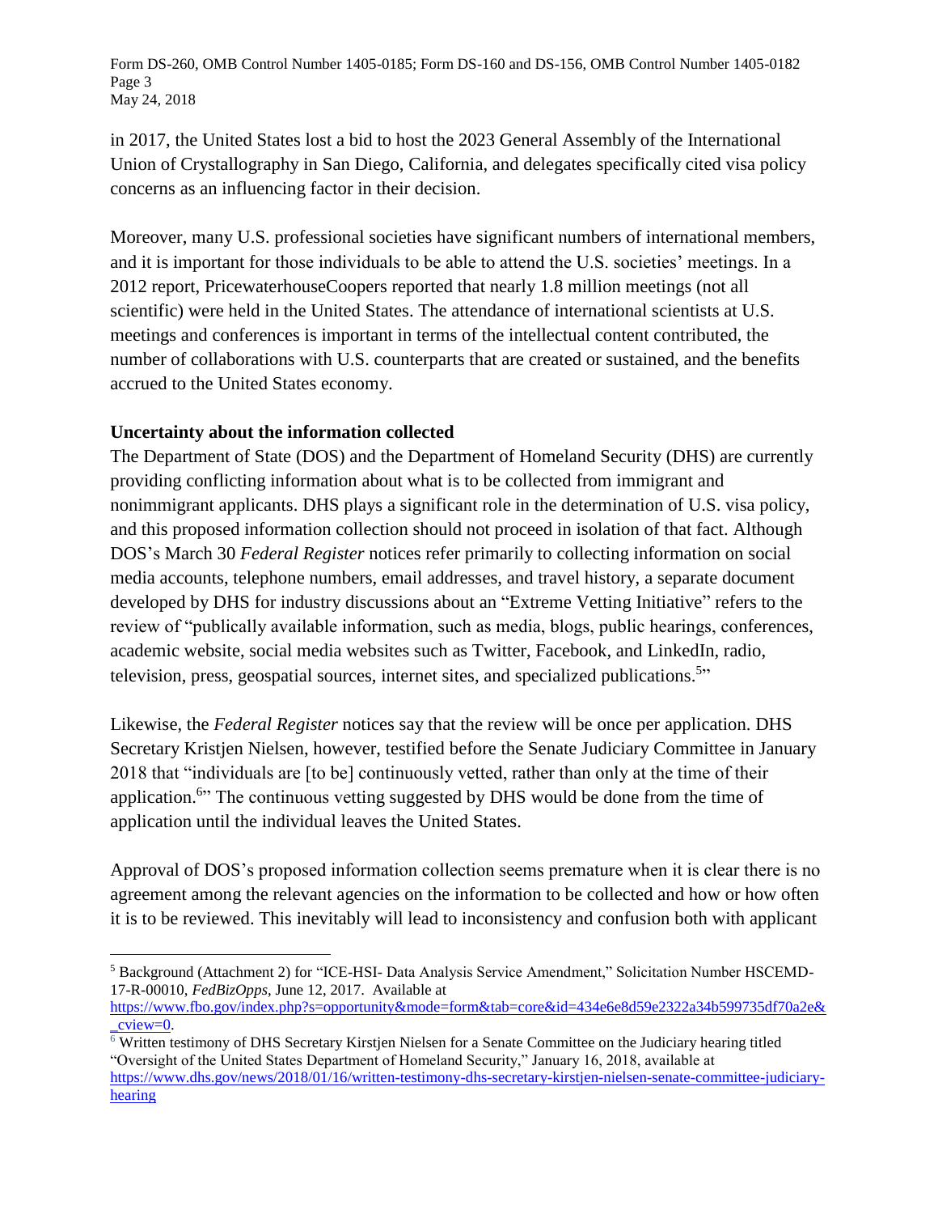in 2017, the United States lost a bid to host the 2023 General Assembly of the International Union of Crystallography in San Diego, California, and delegates specifically cited visa policy concerns as an influencing factor in their decision.

Moreover, many U.S. professional societies have significant numbers of international members, and it is important for those individuals to be able to attend the U.S. societies' meetings. In a 2012 report, PricewaterhouseCoopers reported that nearly 1.8 million meetings (not all scientific) were held in the United States. The attendance of international scientists at U.S. meetings and conferences is important in terms of the intellectual content contributed, the number of collaborations with U.S. counterparts that are created or sustained, and the benefits accrued to the United States economy.

**Uncertainty about the information collected**

The Department of State (DOS) and the Department of Homeland Security (DHS) are currently providing conflicting information about what is to be collected from immigrant and nonimmigrant applicants. DHS plays a significant role in the determination of U.S. visa policy, and this proposed information collection should not proceed in isolation of that fact. Although DOS's March 30 *Federal Register* notices refer primarily to collecting information on social media accounts, telephone numbers, email addresses, and travel history, a separate document developed by DHS for industry discussions about an "Extreme Vetting Initiative" refers to the review of "publically available information, such as media, blogs, public hearings, conferences, academic website, social media websites such as Twitter, Facebook, and LinkedIn, radio, television, press, geospatial sources, internet sites, and specialized publications.[5]"

Likewise, the *Federal Register* notices say that the review will be once per application. DHS Secretary Kristjen Nielsen, however, testified before the Senate Judiciary Committee in January 2018 that "individuals are [to be] continuously vetted, rather than only at the time of their application.[6]" The continuous vetting suggested by DHS would be done from the time of application until the individual leaves the United States.

Approval of DOS's proposed information collection seems premature when it is clear there is no agreement among the relevant agencies on the information to be collected and how or how often it is to be reviewed. This inevitably will lead to inconsistency and confusion both with applicant

---

[5] Background (Attachment 2) for "ICE-HSI- Data Analysis Service Amendment," Solicitation Number HSCEMD-17-R-00010, *FedBizOpps*, June 12, 2017. Available at https://www.fbo.gov/index.php?s=opportunity&mode=form&tab=core&id=434e6e8d59e2322a34b599735df70a2e&_cview=0.

[6] Written testimony of DHS Secretary Kirstjen Nielsen for a Senate Committee on the Judiciary hearing titled "Oversight of the United States Department of Homeland Security," January 16, 2018, available at https://www.dhs.gov/news/2018/01/16/written-testimony-dhs-secretary-kirstjen-nielsen-senate-committee-judiciary-hearing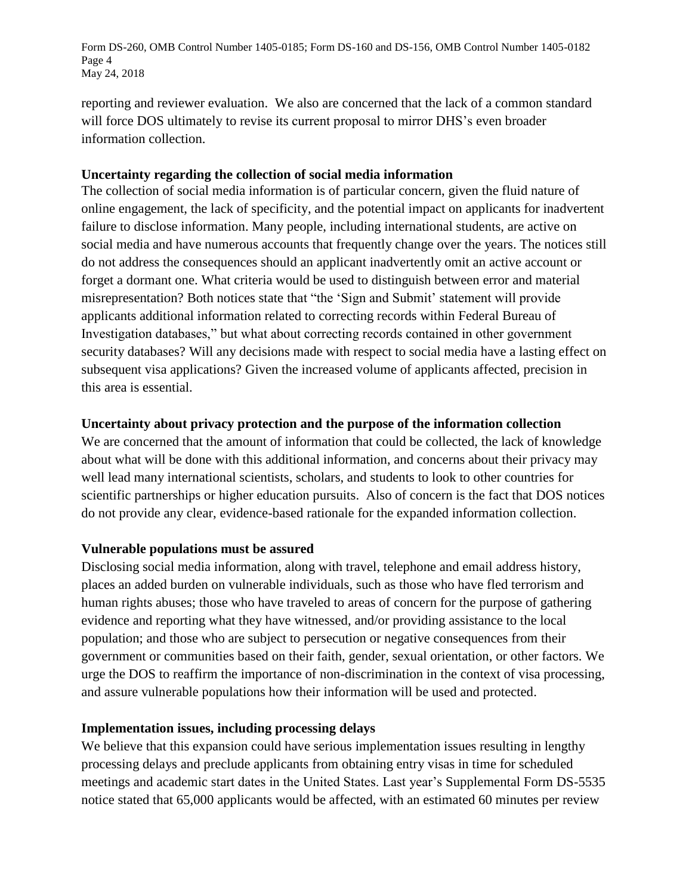reporting and reviewer evaluation. We also are concerned that the lack of a common standard will force DOS ultimately to revise its current proposal to mirror DHS's even broader information collection.

**Uncertainty regarding the collection of social media information**

The collection of social media information is of particular concern, given the fluid nature of online engagement, the lack of specificity, and the potential impact on applicants for inadvertent failure to disclose information. Many people, including international students, are active on social media and have numerous accounts that frequently change over the years. The notices still do not address the consequences should an applicant inadvertently omit an active account or forget a dormant one. What criteria would be used to distinguish between error and material misrepresentation? Both notices state that "the 'Sign and Submit' statement will provide applicants additional information related to correcting records within Federal Bureau of Investigation databases," but what about correcting records contained in other government security databases? Will any decisions made with respect to social media have a lasting effect on subsequent visa applications? Given the increased volume of applicants affected, precision in this area is essential.

**Uncertainty about privacy protection and the purpose of the information collection**

We are concerned that the amount of information that could be collected, the lack of knowledge about what will be done with this additional information, and concerns about their privacy may well lead many international scientists, scholars, and students to look to other countries for scientific partnerships or higher education pursuits. Also of concern is the fact that DOS notices do not provide any clear, evidence-based rationale for the expanded information collection.

**Vulnerable populations must be assured**

Disclosing social media information, along with travel, telephone and email address history, places an added burden on vulnerable individuals, such as those who have fled terrorism and human rights abuses; those who have traveled to areas of concern for the purpose of gathering evidence and reporting what they have witnessed, and/or providing assistance to the local population; and those who are subject to persecution or negative consequences from their government or communities based on their faith, gender, sexual orientation, or other factors. We urge the DOS to reaffirm the importance of non-discrimination in the context of visa processing, and assure vulnerable populations how their information will be used and protected.

**Implementation issues, including processing delays**

We believe that this expansion could have serious implementation issues resulting in lengthy processing delays and preclude applicants from obtaining entry visas in time for scheduled meetings and academic start dates in the United States. Last year's Supplemental Form DS-5535 notice stated that 65,000 applicants would be affected, with an estimated 60 minutes per review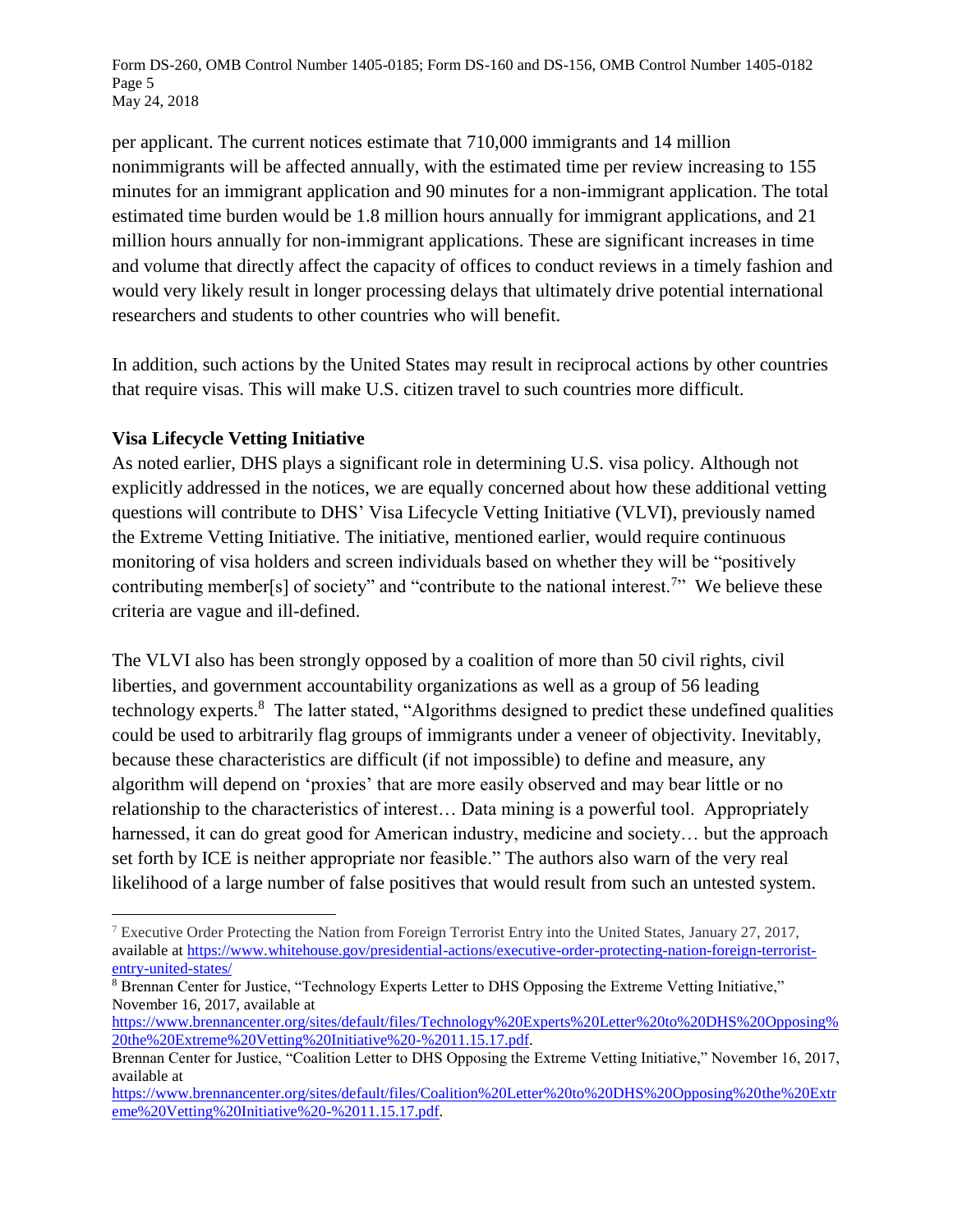per applicant. The current notices estimate that 710,000 immigrants and 14 million nonimmigrants will be affected annually, with the estimated time per review increasing to 155 minutes for an immigrant application and 90 minutes for a non-immigrant application. The total estimated time burden would be 1.8 million hours annually for immigrant applications, and 21 million hours annually for non-immigrant applications. These are significant increases in time and volume that directly affect the capacity of offices to conduct reviews in a timely fashion and would very likely result in longer processing delays that ultimately drive potential international researchers and students to other countries who will benefit.

In addition, such actions by the United States may result in reciprocal actions by other countries that require visas. This will make U.S. citizen travel to such countries more difficult.

**Visa Lifecycle Vetting Initiative**

As noted earlier, DHS plays a significant role in determining U.S. visa policy. Although not explicitly addressed in the notices, we are equally concerned about how these additional vetting questions will contribute to DHS' Visa Lifecycle Vetting Initiative (VLVI), previously named the Extreme Vetting Initiative. The initiative, mentioned earlier, would require continuous monitoring of visa holders and screen individuals based on whether they will be "positively contributing member[s] of society" and "contribute to the national interest.[7]" We believe these criteria are vague and ill-defined.

The VLVI also has been strongly opposed by a coalition of more than 50 civil rights, civil liberties, and government accountability organizations as well as a group of 56 leading technology experts.[8] The latter stated, "Algorithms designed to predict these undefined qualities could be used to arbitrarily flag groups of immigrants under a veneer of objectivity. Inevitably, because these characteristics are difficult (if not impossible) to define and measure, any algorithm will depend on 'proxies' that are more easily observed and may bear little or no relationship to the characteristics of interest… Data mining is a powerful tool. Appropriately harnessed, it can do great good for American industry, medicine and society… but the approach set forth by ICE is neither appropriate nor feasible." The authors also warn of the very real likelihood of a large number of false positives that would result from such an untested system.

---

[7] Executive Order Protecting the Nation from Foreign Terrorist Entry into the United States, January 27, 2017, available at https://www.whitehouse.gov/presidential-actions/executive-order-protecting-nation-foreign-terrorist-entry-united-states/

[8] Brennan Center for Justice, "Technology Experts Letter to DHS Opposing the Extreme Vetting Initiative," November 16, 2017, available at https://www.brennancenter.org/sites/default/files/Technology%20Experts%20Letter%20to%20DHS%20Opposing%20the%20Extreme%20Vetting%20Initiative%20-%2011.15.17.pdf.

Brennan Center for Justice, "Coalition Letter to DHS Opposing the Extreme Vetting Initiative," November 16, 2017, available at https://www.brennancenter.org/sites/default/files/Coalition%20Letter%20to%20DHS%20Opposing%20the%20Extreme%20Vetting%20Initiative%20-%2011.15.17.pdf.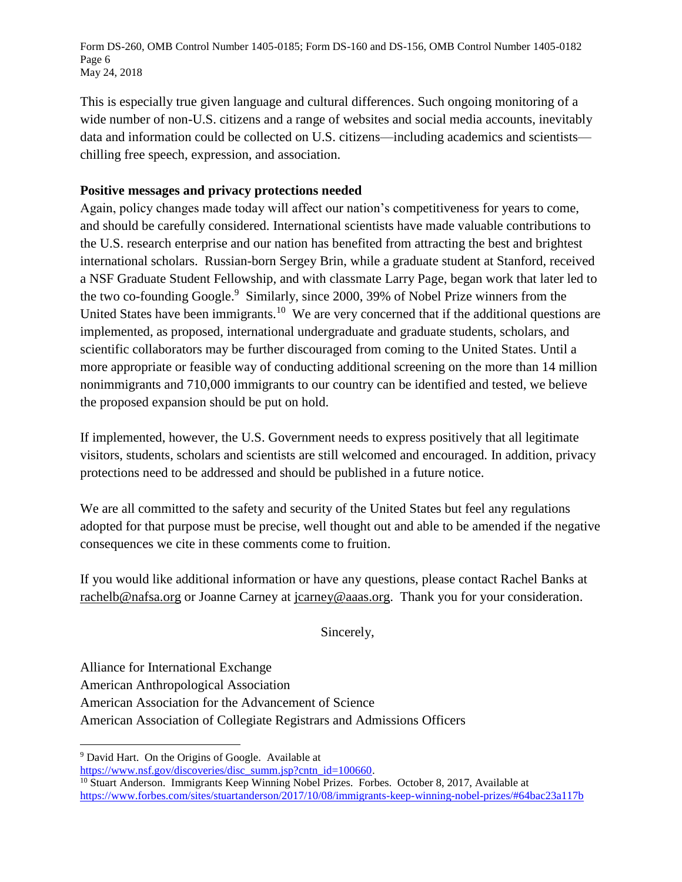This is especially true given language and cultural differences. Such ongoing monitoring of a wide number of non-U.S. citizens and a range of websites and social media accounts, inevitably data and information could be collected on U.S. citizens—including academics and scientists—chilling free speech, expression, and association.

**Positive messages and privacy protections needed**

Again, policy changes made today will affect our nation's competitiveness for years to come, and should be carefully considered. International scientists have made valuable contributions to the U.S. research enterprise and our nation has benefited from attracting the best and brightest international scholars. Russian-born Sergey Brin, while a graduate student at Stanford, received a NSF Graduate Student Fellowship, and with classmate Larry Page, began work that later led to the two co-founding Google.[9] Similarly, since 2000, 39% of Nobel Prize winners from the United States have been immigrants.[10] We are very concerned that if the additional questions are implemented, as proposed, international undergraduate and graduate students, scholars, and scientific collaborators may be further discouraged from coming to the United States. Until a more appropriate or feasible way of conducting additional screening on the more than 14 million nonimmigrants and 710,000 immigrants to our country can be identified and tested, we believe the proposed expansion should be put on hold.

If implemented, however, the U.S. Government needs to express positively that all legitimate visitors, students, scholars and scientists are still welcomed and encouraged. In addition, privacy protections need to be addressed and should be published in a future notice.

We are all committed to the safety and security of the United States but feel any regulations adopted for that purpose must be precise, well thought out and able to be amended if the negative consequences we cite in these comments come to fruition.

If you would like additional information or have any questions, please contact Rachel Banks at rachelb@nafsa.org or Joanne Carney at jcarney@aaas.org. Thank you for your consideration.

Sincerely,

Alliance for International Exchange
American Anthropological Association
American Association for the Advancement of Science
American Association of Collegiate Registrars and Admissions Officers

---

[9] David Hart. On the Origins of Google. Available at https://www.nsf.gov/discoveries/disc_summ.jsp?cntn_id=100660.

[10] Stuart Anderson. Immigrants Keep Winning Nobel Prizes. Forbes. October 8, 2017, Available at https://www.forbes.com/sites/stuartanderson/2017/10/08/immigrants-keep-winning-nobel-prizes/#64bac23a117b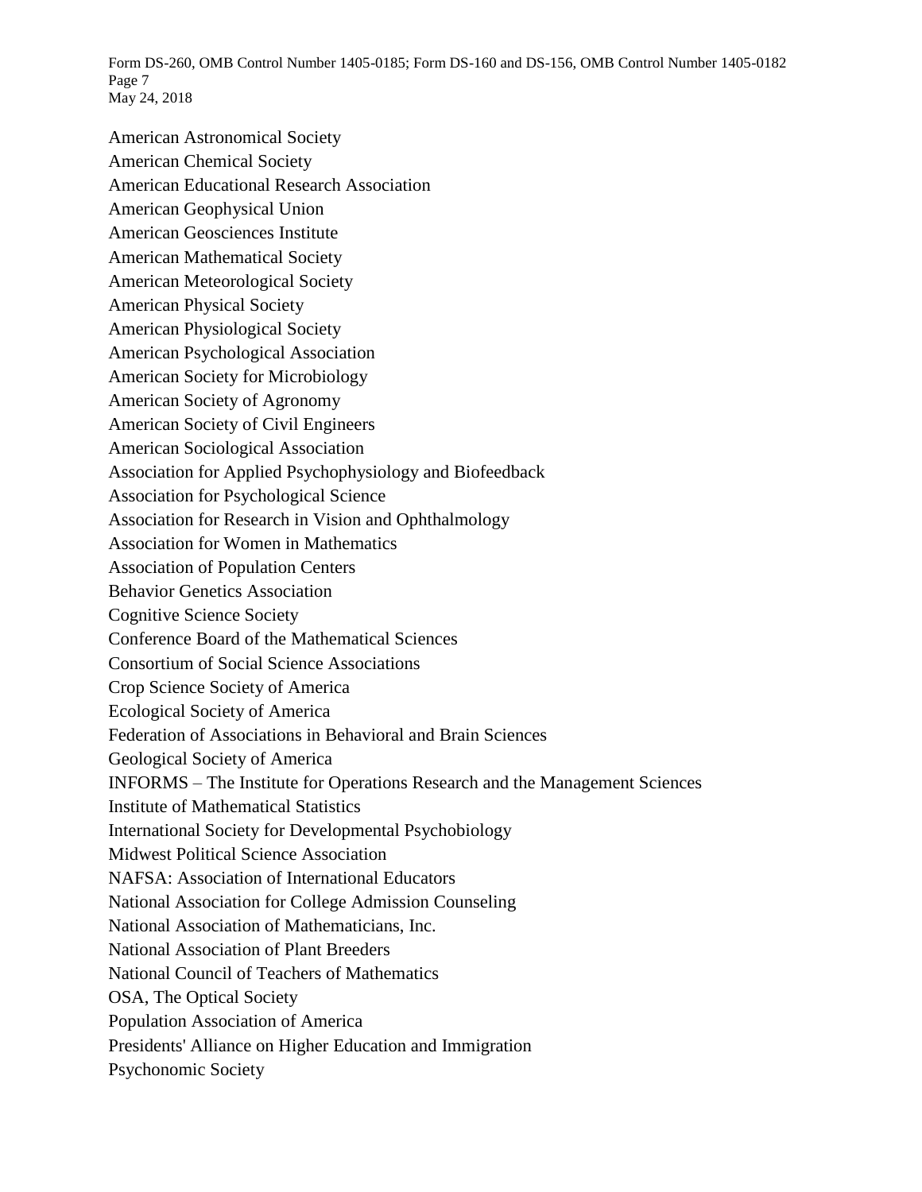American Astronomical Society

American Chemical Society

American Educational Research Association

American Geophysical Union

American Geosciences Institute

American Mathematical Society

American Meteorological Society

American Physical Society

American Physiological Society

American Psychological Association

American Society for Microbiology

American Society of Agronomy

American Society of Civil Engineers

American Sociological Association

Association for Applied Psychophysiology and Biofeedback

Association for Psychological Science

Association for Research in Vision and Ophthalmology

Association for Women in Mathematics

Association of Population Centers

Behavior Genetics Association

Cognitive Science Society

Conference Board of the Mathematical Sciences

Consortium of Social Science Associations

Crop Science Society of America

Ecological Society of America

Federation of Associations in Behavioral and Brain Sciences

Geological Society of America

INFORMS – The Institute for Operations Research and the Management Sciences

Institute of Mathematical Statistics

International Society for Developmental Psychobiology

Midwest Political Science Association

NAFSA: Association of International Educators

National Association for College Admission Counseling

National Association of Mathematicians, Inc.

National Association of Plant Breeders

National Council of Teachers of Mathematics

OSA, The Optical Society

Population Association of America

Presidents' Alliance on Higher Education and Immigration

Psychonomic Society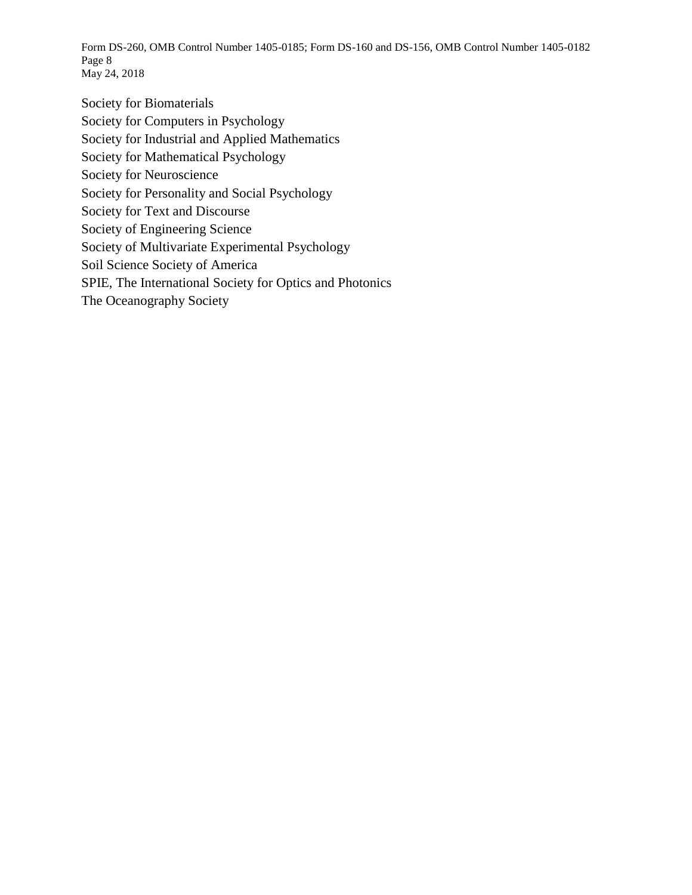Society for Biomaterials

Society for Computers in Psychology

Society for Industrial and Applied Mathematics

Society for Mathematical Psychology

Society for Neuroscience

Society for Personality and Social Psychology

Society for Text and Discourse

Society of Engineering Science

Society of Multivariate Experimental Psychology

Soil Science Society of America

SPIE, The International Society for Optics and Photonics

The Oceanography Society